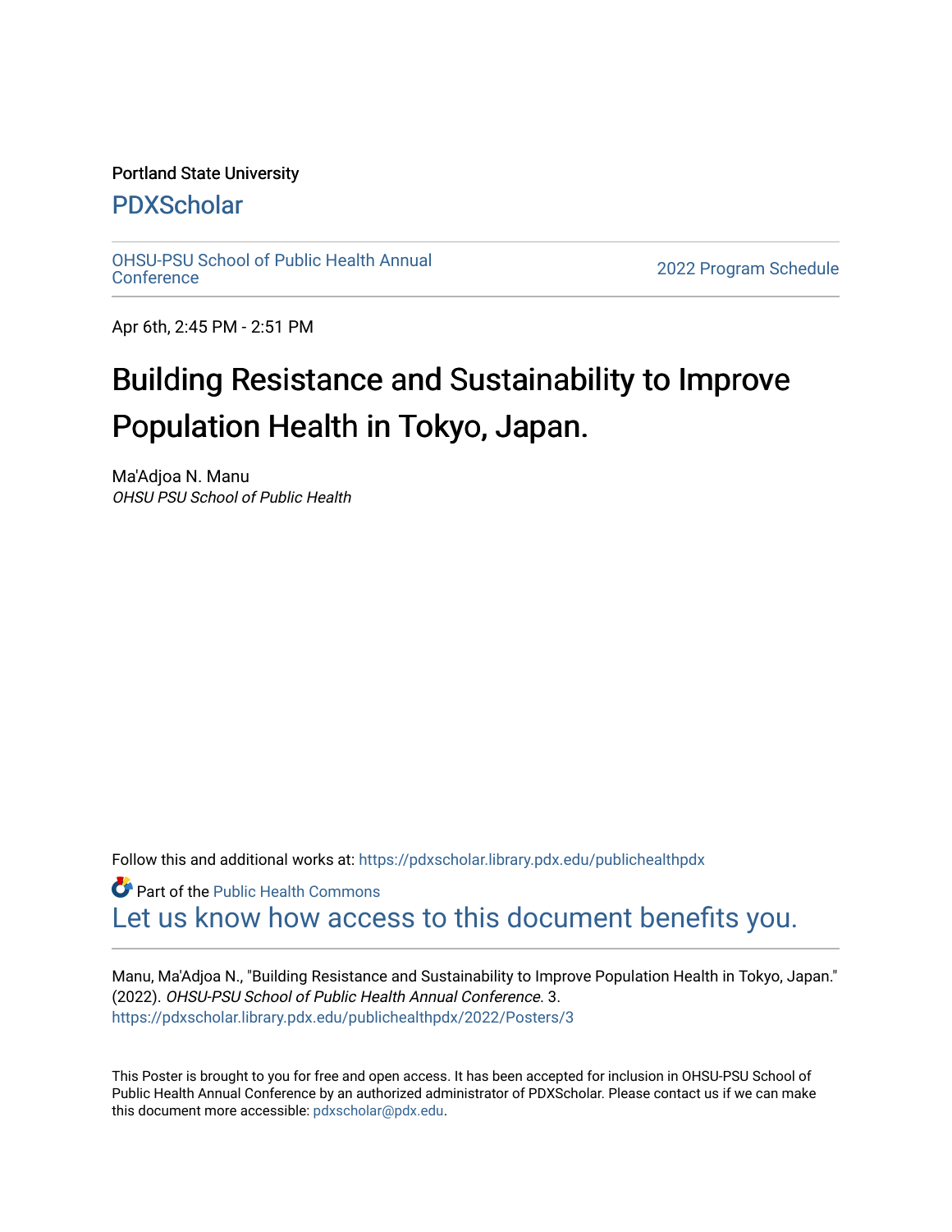Portland State University

# PDXScholar

OHSU-PSU School of Public Health Annual Conference | 2022 Program Schedule

Apr 6th, 2:45 PM - 2:51 PM

# Building Resistance and Sustainability to Improve Population Health in Tokyo, Japan.

Ma'Adjoa N. Manu

*OHSU PSU School of Public Health*

Follow this and additional works at: https://pdxscholar.library.pdx.edu/publichealthpdx

Part of the Public Health Commons

Let us know how access to this document benefits you.

Manu, Ma'Adjoa N., "Building Resistance and Sustainability to Improve Population Health in Tokyo, Japan." (2022). *OHSU-PSU School of Public Health Annual Conference*. 3.
https://pdxscholar.library.pdx.edu/publichealthpdx/2022/Posters/3

This Poster is brought to you for free and open access. It has been accepted for inclusion in OHSU-PSU School of Public Health Annual Conference by an authorized administrator of PDXScholar. Please contact us if we can make this document more accessible: pdxscholar@pdx.edu.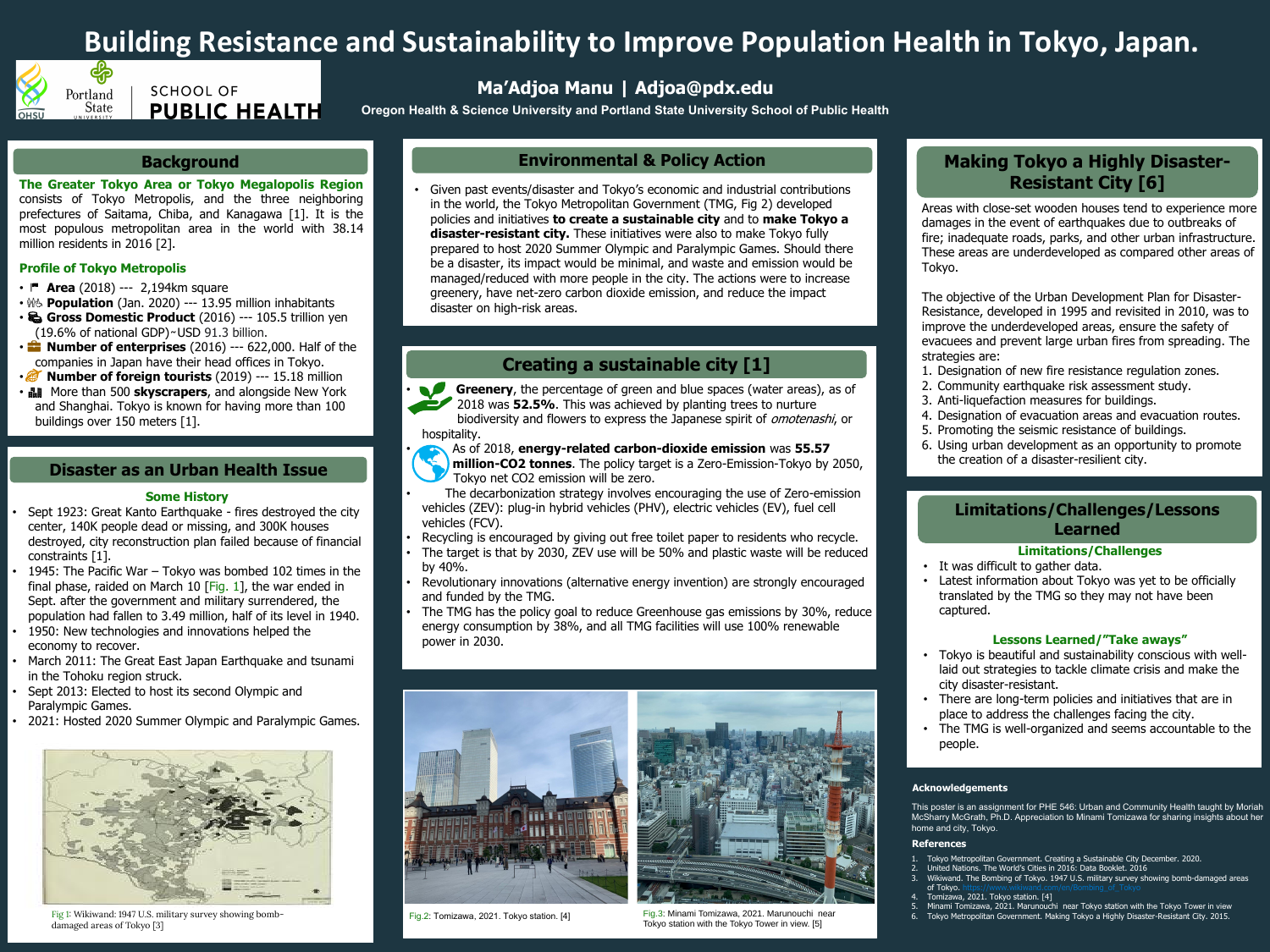# Building Resistance and Sustainability to Improve Population Health in Tokyo, Japan.

OHSU | Portland State University | SCHOOL OF PUBLIC HEALTH

**Ma'Adjoa Manu | Adjoa@pdx.edu**

**Oregon Health & Science University and Portland State University School of Public Health**

## Background

**The Greater Tokyo Area or Tokyo Megalopolis Region** consists of Tokyo Metropolis, and the three neighboring prefectures of Saitama, Chiba, and Kanagawa [1]. It is the most populous metropolitan area in the world with 38.14 million residents in 2016 [2].

### Profile of Tokyo Metropolis

- **Area** (2018) --- 2,194km square
- **Population** (Jan. 2020) --- 13.95 million inhabitants
- **Gross Domestic Product** (2016) --- 105.5 trillion yen (19.6% of national GDP)~USD 91.3 billion.
- **Number of enterprises** (2016) --- 622,000. Half of the companies in Japan have their head offices in Tokyo.
- **Number of foreign tourists** (2019) --- 15.18 million
- More than 500 **skyscrapers**, and alongside New York and Shanghai. Tokyo is known for having more than 100 buildings over 150 meters [1].

## Disaster as an Urban Health Issue

### Some History

- Sept 1923: Great Kanto Earthquake - fires destroyed the city center, 140K people dead or missing, and 300K houses destroyed, city reconstruction plan failed because of financial constraints [1].
- 1945: The Pacific War – Tokyo was bombed 102 times in the final phase, raided on March 10 [Fig. 1], the war ended in Sept. after the government and military surrendered, the population had fallen to 3.49 million, half of its level in 1940.
- 1950: New technologies and innovations helped the economy to recover.
- March 2011: The Great East Japan Earthquake and tsunami in the Tohoku region struck.
- Sept 2013: Elected to host its second Olympic and Paralympic Games.
- 2021: Hosted 2020 Summer Olympic and Paralympic Games.

Fig 1: Wikiwand: 1947 U.S. military survey showing bomb-damaged areas of Tokyo [3]

## Environmental & Policy Action

- Given past events/disaster and Tokyo's economic and industrial contributions in the world, the Tokyo Metropolitan Government (TMG, Fig 2) developed policies and initiatives **to create a sustainable city** and to **make Tokyo a disaster-resistant city.** These initiatives were also to make Tokyo fully prepared to host 2020 Summer Olympic and Paralympic Games. Should there be a disaster, its impact would be minimal, and waste and emission would be managed/reduced with more people in the city. The actions were to increase greenery, have net-zero carbon dioxide emission, and reduce the impact disaster on high-risk areas.

## Creating a sustainable city [1]

- **Greenery**, the percentage of green and blue spaces (water areas), as of 2018 was **52.5%**. This was achieved by planting trees to nurture biodiversity and flowers to express the Japanese spirit of *omotenashi*, or hospitality.
- As of 2018, **energy-related carbon-dioxide emission** was **55.57 million-CO2 tonnes**. The policy target is a Zero-Emission-Tokyo by 2050, Tokyo net CO2 emission will be zero.
- The decarbonization strategy involves encouraging the use of Zero-emission vehicles (ZEV): plug-in hybrid vehicles (PHV), electric vehicles (EV), fuel cell vehicles (FCV).
- Recycling is encouraged by giving out free toilet paper to residents who recycle.
- The target is that by 2030, ZEV use will be 50% and plastic waste will be reduced by 40%.
- Revolutionary innovations (alternative energy invention) are strongly encouraged and funded by the TMG.
- The TMG has the policy goal to reduce Greenhouse gas emissions by 30%, reduce energy consumption by 38%, and all TMG facilities will use 100% renewable power in 2030.

Fig.2: Tomizawa, 2021. Tokyo station. [4]

Fig.3: Minami Tomizawa, 2021. Marunouchi near Tokyo station with the Tokyo Tower in view. [5]

## Making Tokyo a Highly Disaster-Resistant City [6]

Areas with close-set wooden houses tend to experience more damages in the event of earthquakes due to outbreaks of fire; inadequate roads, parks, and other urban infrastructure. These areas are underdeveloped as compared other areas of Tokyo.

The objective of the Urban Development Plan for Disaster-Resistance, developed in 1995 and revisited in 2010, was to improve the underdeveloped areas, ensure the safety of evacuees and prevent large urban fires from spreading. The strategies are:

1. Designation of new fire resistance regulation zones.
2. Community earthquake risk assessment study.
3. Anti-liquefaction measures for buildings.
4. Designation of evacuation areas and evacuation routes.
5. Promoting the seismic resistance of buildings.
6. Using urban development as an opportunity to promote the creation of a disaster-resilient city.

## Limitations/Challenges/Lessons Learned

### Limitations/Challenges

- It was difficult to gather data.
- Latest information about Tokyo was yet to be officially translated by the TMG so they may not have been captured.

### Lessons Learned/"Take aways"

- Tokyo is beautiful and sustainability conscious with well-laid out strategies to tackle climate crisis and make the city disaster-resistant.
- There are long-term policies and initiatives that are in place to address the challenges facing the city.
- The TMG is well-organized and seems accountable to the people.

### Acknowledgements

This poster is an assignment for PHE 546: Urban and Community Health taught by Moriah McSharry McGrath, Ph.D. Appreciation to Minami Tomizawa for sharing insights about her home and city, Tokyo.

### References

1. Tokyo Metropolitan Government. Creating a Sustainable City December. 2020.
2. United Nations. The World's Cities in 2016: Data Booklet. 2016
3. Wikiwand. The Bombing of Tokyo. 1947 U.S. military survey showing bomb-damaged areas of Tokyo. https://www.wikiwand.com/en/Bombing_of_Tokyo
4. Tomizawa, 2021. Tokyo station. [4]
5. Minami Tomizawa, 2021. Marunouchi near Tokyo station with the Tokyo Tower in view
6. Tokyo Metropolitan Government. Making Tokyo a Highly Disaster-Resistant City. 2015.